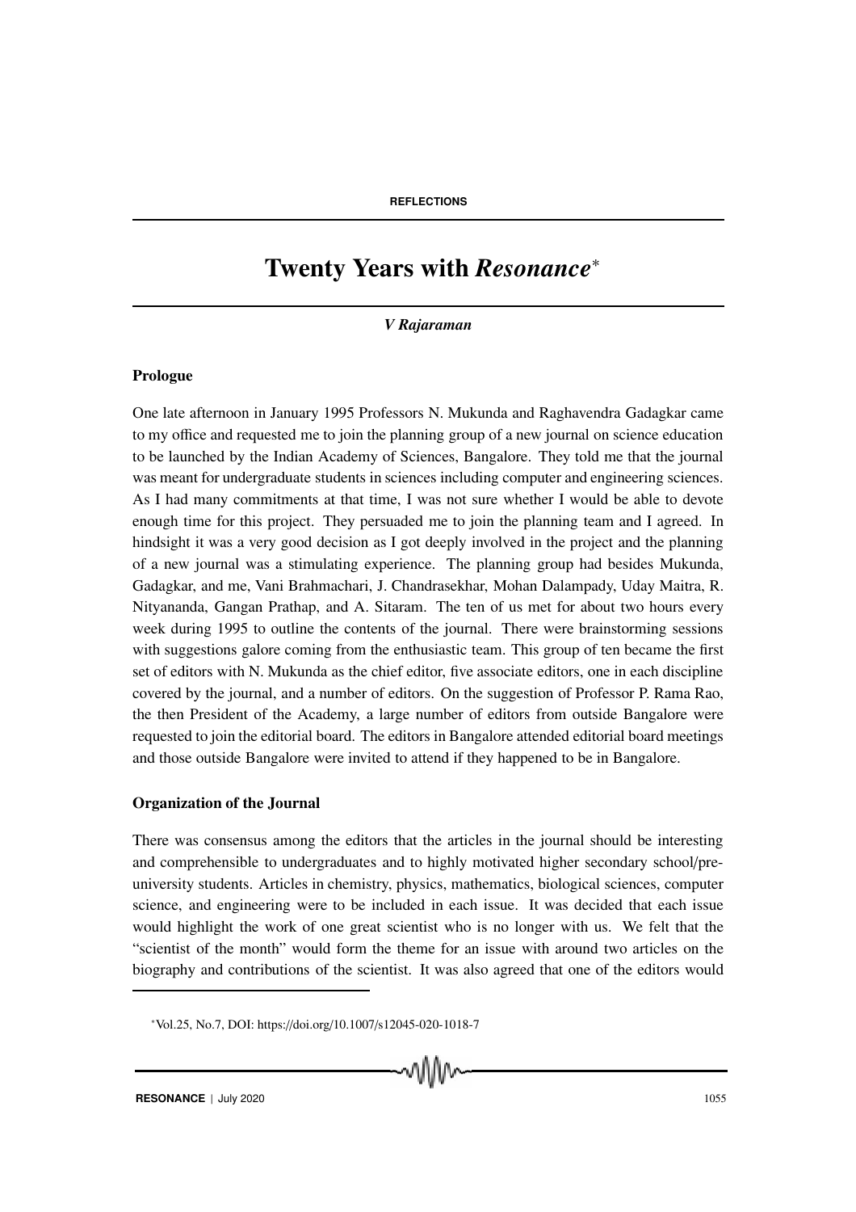REFLECTIONS

# Twenty Years with *Resonance*[*]

***V Rajaraman***

## Prologue

One late afternoon in January 1995 Professors N. Mukunda and Raghavendra Gadagkar came to my office and requested me to join the planning group of a new journal on science education to be launched by the Indian Academy of Sciences, Bangalore. They told me that the journal was meant for undergraduate students in sciences including computer and engineering sciences. As I had many commitments at that time, I was not sure whether I would be able to devote enough time for this project. They persuaded me to join the planning team and I agreed. In hindsight it was a very good decision as I got deeply involved in the project and the planning of a new journal was a stimulating experience. The planning group had besides Mukunda, Gadagkar, and me, Vani Brahmachari, J. Chandrasekhar, Mohan Dalampady, Uday Maitra, R. Nityananda, Gangan Prathap, and A. Sitaram. The ten of us met for about two hours every week during 1995 to outline the contents of the journal. There were brainstorming sessions with suggestions galore coming from the enthusiastic team. This group of ten became the first set of editors with N. Mukunda as the chief editor, five associate editors, one in each discipline covered by the journal, and a number of editors. On the suggestion of Professor P. Rama Rao, the then President of the Academy, a large number of editors from outside Bangalore were requested to join the editorial board. The editors in Bangalore attended editorial board meetings and those outside Bangalore were invited to attend if they happened to be in Bangalore.

## Organization of the Journal

There was consensus among the editors that the articles in the journal should be interesting and comprehensible to undergraduates and to highly motivated higher secondary school/pre-university students. Articles in chemistry, physics, mathematics, biological sciences, computer science, and engineering were to be included in each issue. It was decided that each issue would highlight the work of one great scientist who is no longer with us. We felt that the "scientist of the month" would form the theme for an issue with around two articles on the biography and contributions of the scientist. It was also agreed that one of the editors would

[*] Vol.25, No.7, DOI: https://doi.org/10.1007/s12045-020-1018-7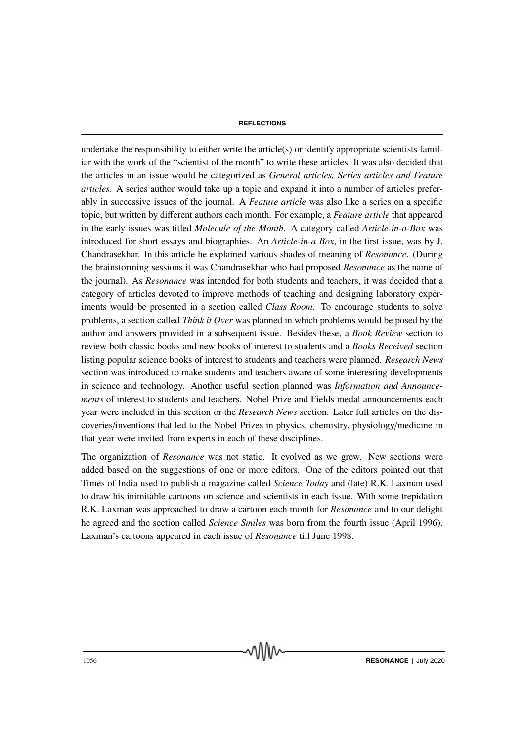undertake the responsibility to either write the article(s) or identify appropriate scientists familiar with the work of the "scientist of the month" to write these articles. It was also decided that the articles in an issue would be categorized as *General articles, Series articles and Feature articles*. A series author would take up a topic and expand it into a number of articles preferably in successive issues of the journal. A *Feature article* was also like a series on a specific topic, but written by different authors each month. For example, a *Feature article* that appeared in the early issues was titled *Molecule of the Month*. A category called *Article-in-a-Box* was introduced for short essays and biographies. An *Article-in-a Box*, in the first issue, was by J. Chandrasekhar. In this article he explained various shades of meaning of *Resonance*. (During the brainstorming sessions it was Chandrasekhar who had proposed *Resonance* as the name of the journal). As *Resonance* was intended for both students and teachers, it was decided that a category of articles devoted to improve methods of teaching and designing laboratory experiments would be presented in a section called *Class Room*. To encourage students to solve problems, a section called *Think it Over* was planned in which problems would be posed by the author and answers provided in a subsequent issue. Besides these, a *Book Review* section to review both classic books and new books of interest to students and a *Books Received* section listing popular science books of interest to students and teachers were planned. *Research News* section was introduced to make students and teachers aware of some interesting developments in science and technology. Another useful section planned was *Information and Announcements* of interest to students and teachers. Nobel Prize and Fields medal announcements each year were included in this section or the *Research News* section. Later full articles on the discoveries/inventions that led to the Nobel Prizes in physics, chemistry, physiology/medicine in that year were invited from experts in each of these disciplines.

The organization of *Resonance* was not static. It evolved as we grew. New sections were added based on the suggestions of one or more editors. One of the editors pointed out that Times of India used to publish a magazine called *Science Today* and (late) R.K. Laxman used to draw his inimitable cartoons on science and scientists in each issue. With some trepidation R.K. Laxman was approached to draw a cartoon each month for *Resonance* and to our delight he agreed and the section called *Science Smiles* was born from the fourth issue (April 1996). Laxman's cartoons appeared in each issue of *Resonance* till June 1998.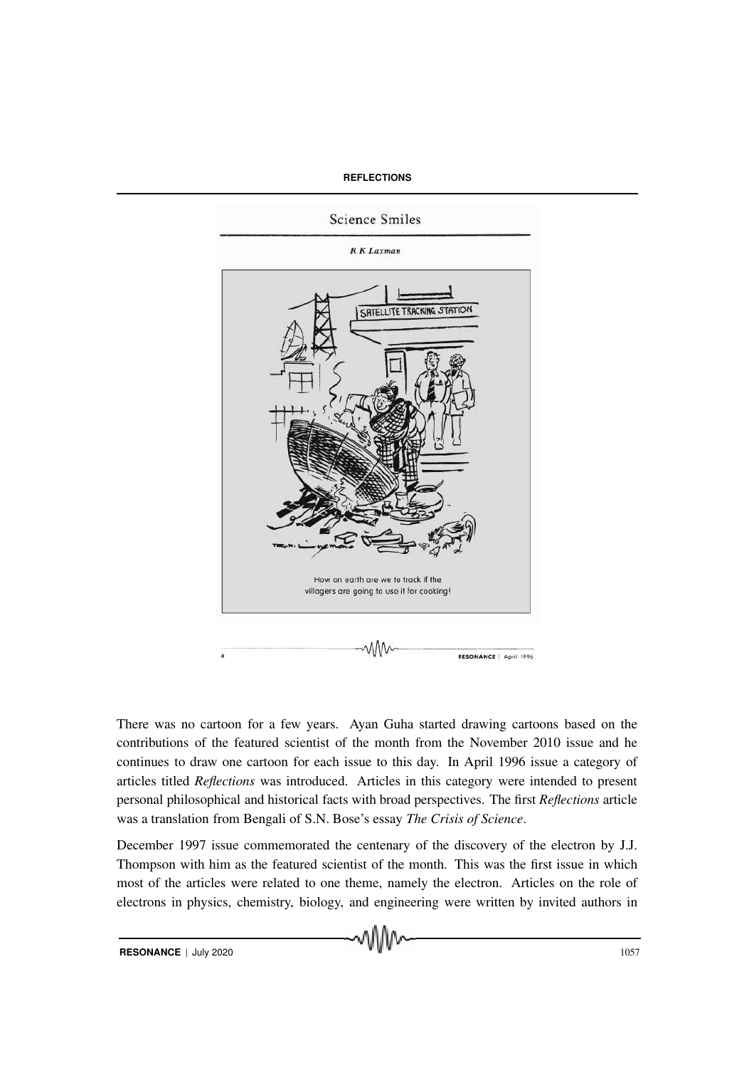There was no cartoon for a few years. Ayan Guha started drawing cartoons based on the contributions of the featured scientist of the month from the November 2010 issue and he continues to draw one cartoon for each issue to this day. In April 1996 issue a category of articles titled *Reflections* was introduced. Articles in this category were intended to present personal philosophical and historical facts with broad perspectives. The first *Reflections* article was a translation from Bengali of S.N. Bose's essay *The Crisis of Science*.

December 1997 issue commemorated the centenary of the discovery of the electron by J.J. Thompson with him as the featured scientist of the month. This was the first issue in which most of the articles were related to one theme, namely the electron. Articles on the role of electrons in physics, chemistry, biology, and engineering were written by invited authors in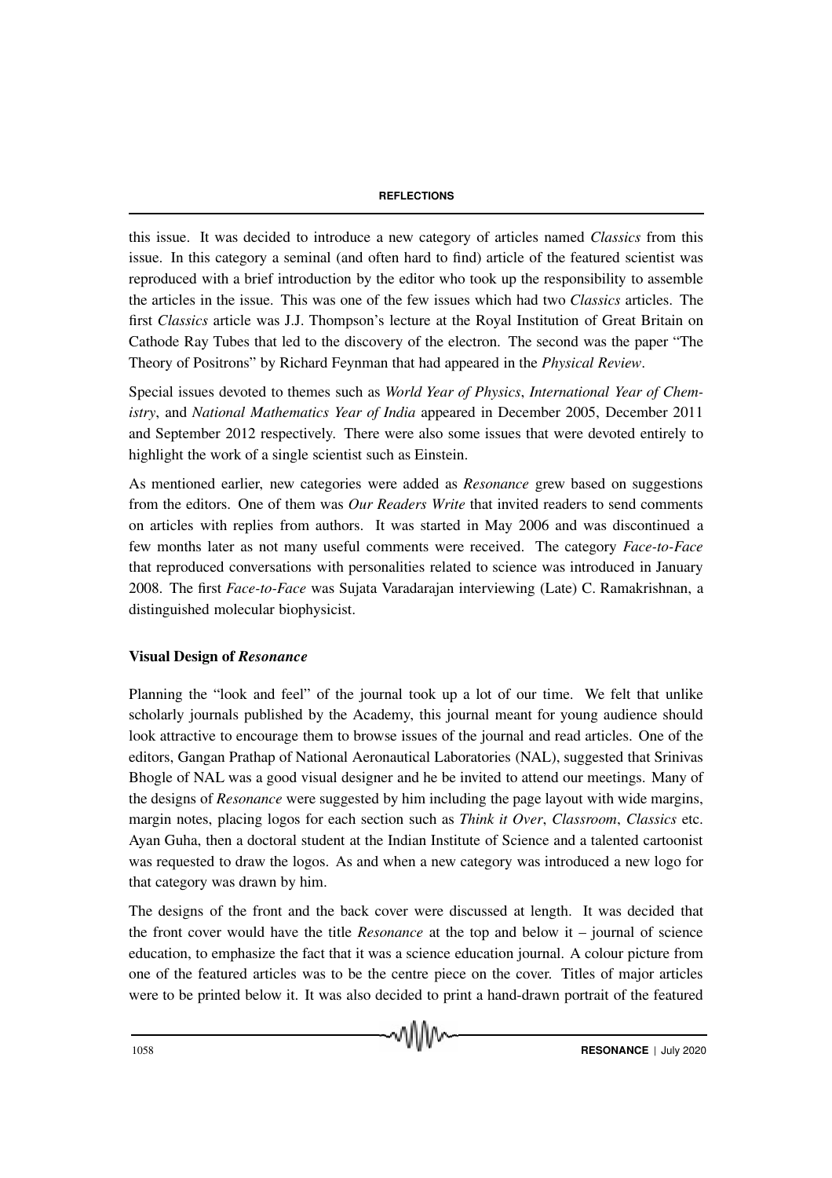this issue. It was decided to introduce a new category of articles named *Classics* from this issue. In this category a seminal (and often hard to find) article of the featured scientist was reproduced with a brief introduction by the editor who took up the responsibility to assemble the articles in the issue. This was one of the few issues which had two *Classics* articles. The first *Classics* article was J.J. Thompson's lecture at the Royal Institution of Great Britain on Cathode Ray Tubes that led to the discovery of the electron. The second was the paper "The Theory of Positrons" by Richard Feynman that had appeared in the *Physical Review*.

Special issues devoted to themes such as *World Year of Physics*, *International Year of Chemistry*, and *National Mathematics Year of India* appeared in December 2005, December 2011 and September 2012 respectively. There were also some issues that were devoted entirely to highlight the work of a single scientist such as Einstein.

As mentioned earlier, new categories were added as *Resonance* grew based on suggestions from the editors. One of them was *Our Readers Write* that invited readers to send comments on articles with replies from authors. It was started in May 2006 and was discontinued a few months later as not many useful comments were received. The category *Face-to-Face* that reproduced conversations with personalities related to science was introduced in January 2008. The first *Face-to-Face* was Sujata Varadarajan interviewing (Late) C. Ramakrishnan, a distinguished molecular biophysicist.

### Visual Design of *Resonance*

Planning the "look and feel" of the journal took up a lot of our time. We felt that unlike scholarly journals published by the Academy, this journal meant for young audience should look attractive to encourage them to browse issues of the journal and read articles. One of the editors, Gangan Prathap of National Aeronautical Laboratories (NAL), suggested that Srinivas Bhogle of NAL was a good visual designer and he be invited to attend our meetings. Many of the designs of *Resonance* were suggested by him including the page layout with wide margins, margin notes, placing logos for each section such as *Think it Over*, *Classroom*, *Classics* etc. Ayan Guha, then a doctoral student at the Indian Institute of Science and a talented cartoonist was requested to draw the logos. As and when a new category was introduced a new logo for that category was drawn by him.

The designs of the front and the back cover were discussed at length. It was decided that the front cover would have the title *Resonance* at the top and below it – journal of science education, to emphasize the fact that it was a science education journal. A colour picture from one of the featured articles was to be the centre piece on the cover. Titles of major articles were to be printed below it. It was also decided to print a hand-drawn portrait of the featured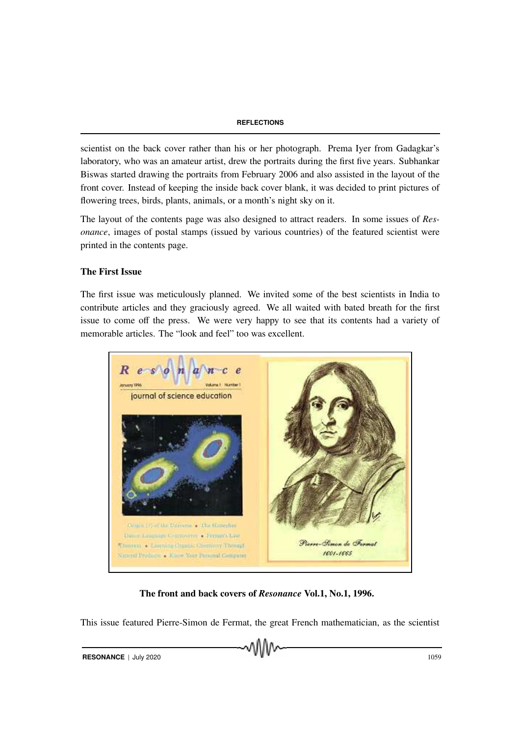scientist on the back cover rather than his or her photograph. Prema Iyer from Gadagkar's laboratory, who was an amateur artist, drew the portraits during the first five years. Subhankar Biswas started drawing the portraits from February 2006 and also assisted in the layout of the front cover. Instead of keeping the inside back cover blank, it was decided to print pictures of flowering trees, birds, plants, animals, or a month's night sky on it.

The layout of the contents page was also designed to attract readers. In some issues of *Resonance*, images of postal stamps (issued by various countries) of the featured scientist were printed in the contents page.

### The First Issue

The first issue was meticulously planned. We invited some of the best scientists in India to contribute articles and they graciously agreed. We all waited with bated breath for the first issue to come off the press. We were very happy to see that its contents had a variety of memorable articles. The "look and feel" too was excellent.

**The front and back covers of *Resonance* Vol.1, No.1, 1996.**

This issue featured Pierre-Simon de Fermat, the great French mathematician, as the scientist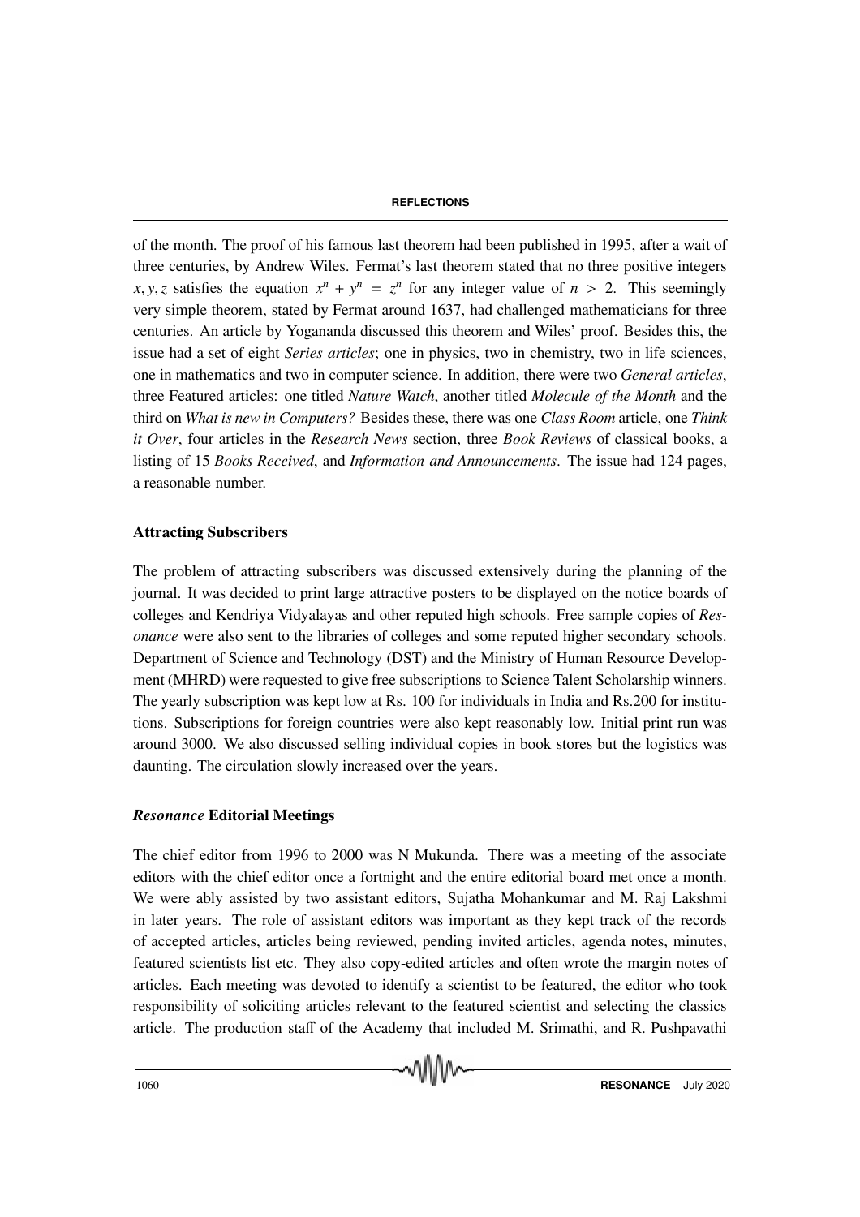of the month. The proof of his famous last theorem had been published in 1995, after a wait of three centuries, by Andrew Wiles. Fermat's last theorem stated that no three positive integers $x, y, z$ satisfies the equation $x^n + y^n = z^n$ for any integer value of $n > 2$. This seemingly very simple theorem, stated by Fermat around 1637, had challenged mathematicians for three centuries. An article by Yogananda discussed this theorem and Wiles' proof. Besides this, the issue had a set of eight *Series articles*; one in physics, two in chemistry, two in life sciences, one in mathematics and two in computer science. In addition, there were two *General articles*, three Featured articles: one titled *Nature Watch*, another titled *Molecule of the Month* and the third on *What is new in Computers?* Besides these, there was one *Class Room* article, one *Think it Over*, four articles in the *Research News* section, three *Book Reviews* of classical books, a listing of 15 *Books Received*, and *Information and Announcements*. The issue had 124 pages, a reasonable number.

## Attracting Subscribers

The problem of attracting subscribers was discussed extensively during the planning of the journal. It was decided to print large attractive posters to be displayed on the notice boards of colleges and Kendriya Vidyalayas and other reputed high schools. Free sample copies of *Resonance* were also sent to the libraries of colleges and some reputed higher secondary schools. Department of Science and Technology (DST) and the Ministry of Human Resource Development (MHRD) were requested to give free subscriptions to Science Talent Scholarship winners. The yearly subscription was kept low at Rs. 100 for individuals in India and Rs.200 for institutions. Subscriptions for foreign countries were also kept reasonably low. Initial print run was around 3000. We also discussed selling individual copies in book stores but the logistics was daunting. The circulation slowly increased over the years.

## *Resonance* Editorial Meetings

The chief editor from 1996 to 2000 was N Mukunda. There was a meeting of the associate editors with the chief editor once a fortnight and the entire editorial board met once a month. We were ably assisted by two assistant editors, Sujatha Mohankumar and M. Raj Lakshmi in later years. The role of assistant editors was important as they kept track of the records of accepted articles, articles being reviewed, pending invited articles, agenda notes, minutes, featured scientists list etc. They also copy-edited articles and often wrote the margin notes of articles. Each meeting was devoted to identify a scientist to be featured, the editor who took responsibility of soliciting articles relevant to the featured scientist and selecting the classics article. The production staff of the Academy that included M. Srimathi, and R. Pushpavathi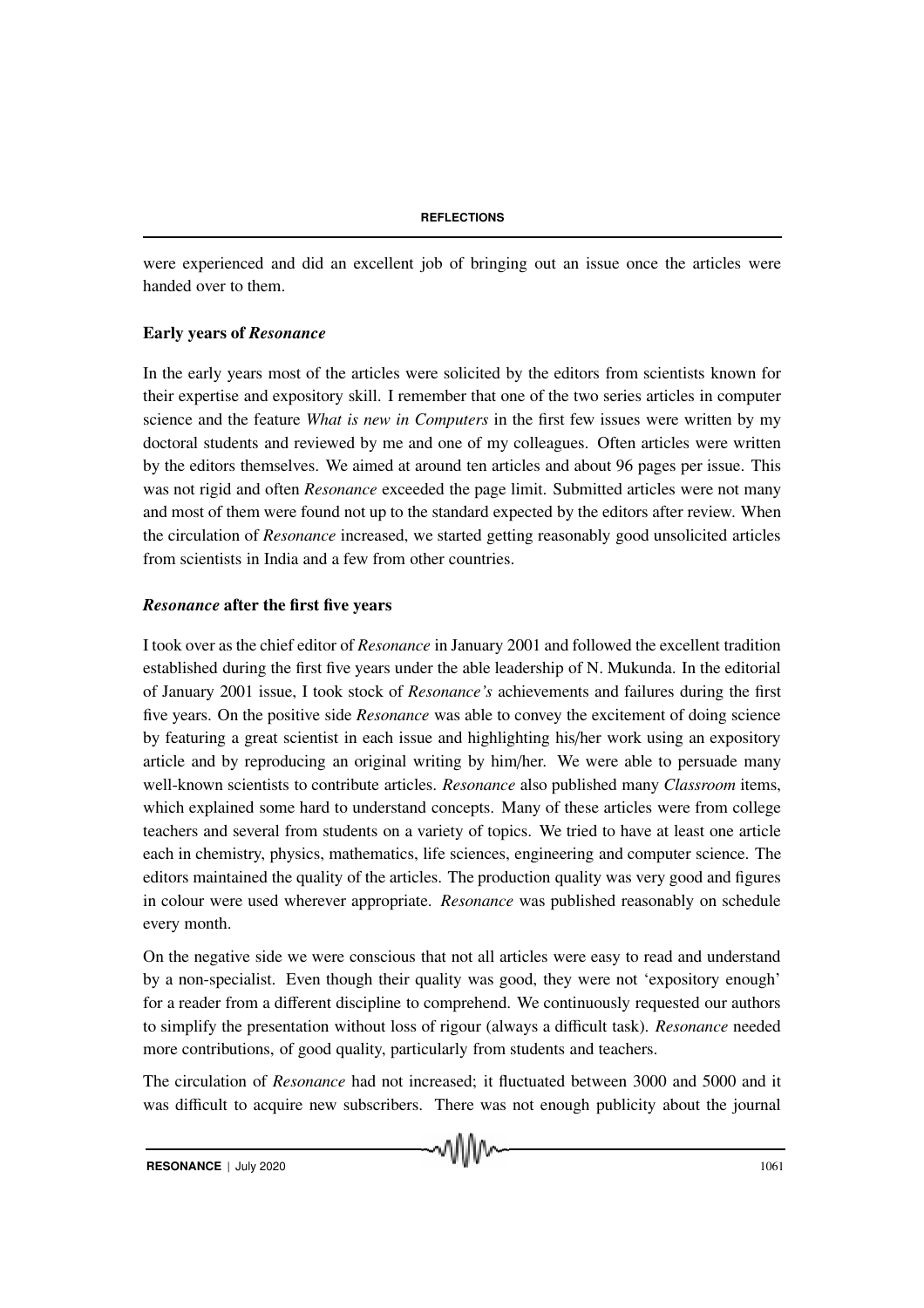were experienced and did an excellent job of bringing out an issue once the articles were handed over to them.

### Early years of *Resonance*

In the early years most of the articles were solicited by the editors from scientists known for their expertise and expository skill. I remember that one of the two series articles in computer science and the feature *What is new in Computers* in the first few issues were written by my doctoral students and reviewed by me and one of my colleagues. Often articles were written by the editors themselves. We aimed at around ten articles and about 96 pages per issue. This was not rigid and often *Resonance* exceeded the page limit. Submitted articles were not many and most of them were found not up to the standard expected by the editors after review. When the circulation of *Resonance* increased, we started getting reasonably good unsolicited articles from scientists in India and a few from other countries.

### *Resonance* after the first five years

I took over as the chief editor of *Resonance* in January 2001 and followed the excellent tradition established during the first five years under the able leadership of N. Mukunda. In the editorial of January 2001 issue, I took stock of *Resonance's* achievements and failures during the first five years. On the positive side *Resonance* was able to convey the excitement of doing science by featuring a great scientist in each issue and highlighting his/her work using an expository article and by reproducing an original writing by him/her. We were able to persuade many well-known scientists to contribute articles. *Resonance* also published many *Classroom* items, which explained some hard to understand concepts. Many of these articles were from college teachers and several from students on a variety of topics. We tried to have at least one article each in chemistry, physics, mathematics, life sciences, engineering and computer science. The editors maintained the quality of the articles. The production quality was very good and figures in colour were used wherever appropriate. *Resonance* was published reasonably on schedule every month.

On the negative side we were conscious that not all articles were easy to read and understand by a non-specialist. Even though their quality was good, they were not 'expository enough' for a reader from a different discipline to comprehend. We continuously requested our authors to simplify the presentation without loss of rigour (always a difficult task). *Resonance* needed more contributions, of good quality, particularly from students and teachers.

The circulation of *Resonance* had not increased; it fluctuated between 3000 and 5000 and it was difficult to acquire new subscribers. There was not enough publicity about the journal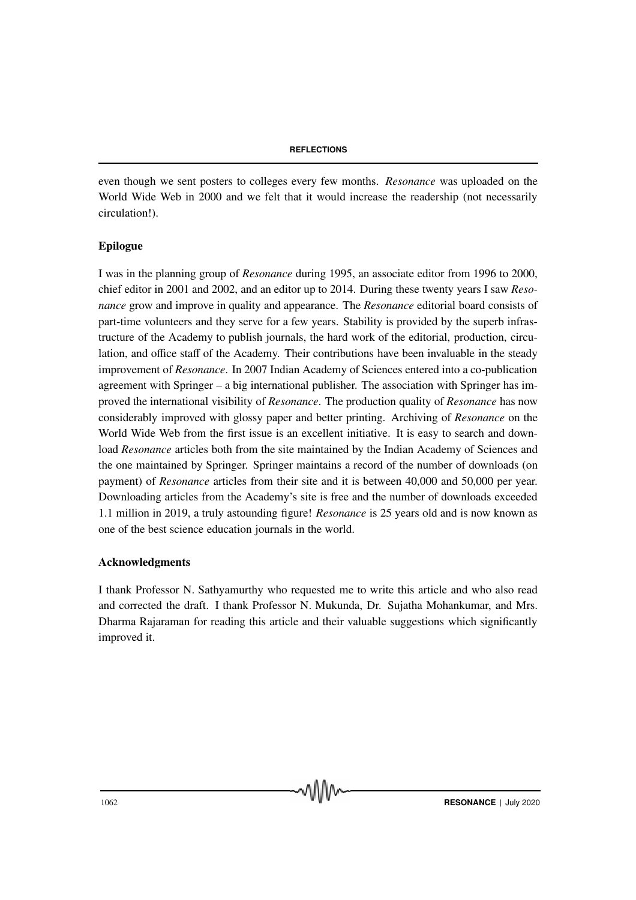even though we sent posters to colleges every few months. *Resonance* was uploaded on the World Wide Web in 2000 and we felt that it would increase the readership (not necessarily circulation!).

## Epilogue

I was in the planning group of *Resonance* during 1995, an associate editor from 1996 to 2000, chief editor in 2001 and 2002, and an editor up to 2014. During these twenty years I saw *Resonance* grow and improve in quality and appearance. The *Resonance* editorial board consists of part-time volunteers and they serve for a few years. Stability is provided by the superb infrastructure of the Academy to publish journals, the hard work of the editorial, production, circulation, and office staff of the Academy. Their contributions have been invaluable in the steady improvement of *Resonance*. In 2007 Indian Academy of Sciences entered into a co-publication agreement with Springer – a big international publisher. The association with Springer has improved the international visibility of *Resonance*. The production quality of *Resonance* has now considerably improved with glossy paper and better printing. Archiving of *Resonance* on the World Wide Web from the first issue is an excellent initiative. It is easy to search and download *Resonance* articles both from the site maintained by the Indian Academy of Sciences and the one maintained by Springer. Springer maintains a record of the number of downloads (on payment) of *Resonance* articles from their site and it is between 40,000 and 50,000 per year. Downloading articles from the Academy's site is free and the number of downloads exceeded 1.1 million in 2019, a truly astounding figure! *Resonance* is 25 years old and is now known as one of the best science education journals in the world.

## Acknowledgments

I thank Professor N. Sathyamurthy who requested me to write this article and who also read and corrected the draft. I thank Professor N. Mukunda, Dr. Sujatha Mohankumar, and Mrs. Dharma Rajaraman for reading this article and their valuable suggestions which significantly improved it.